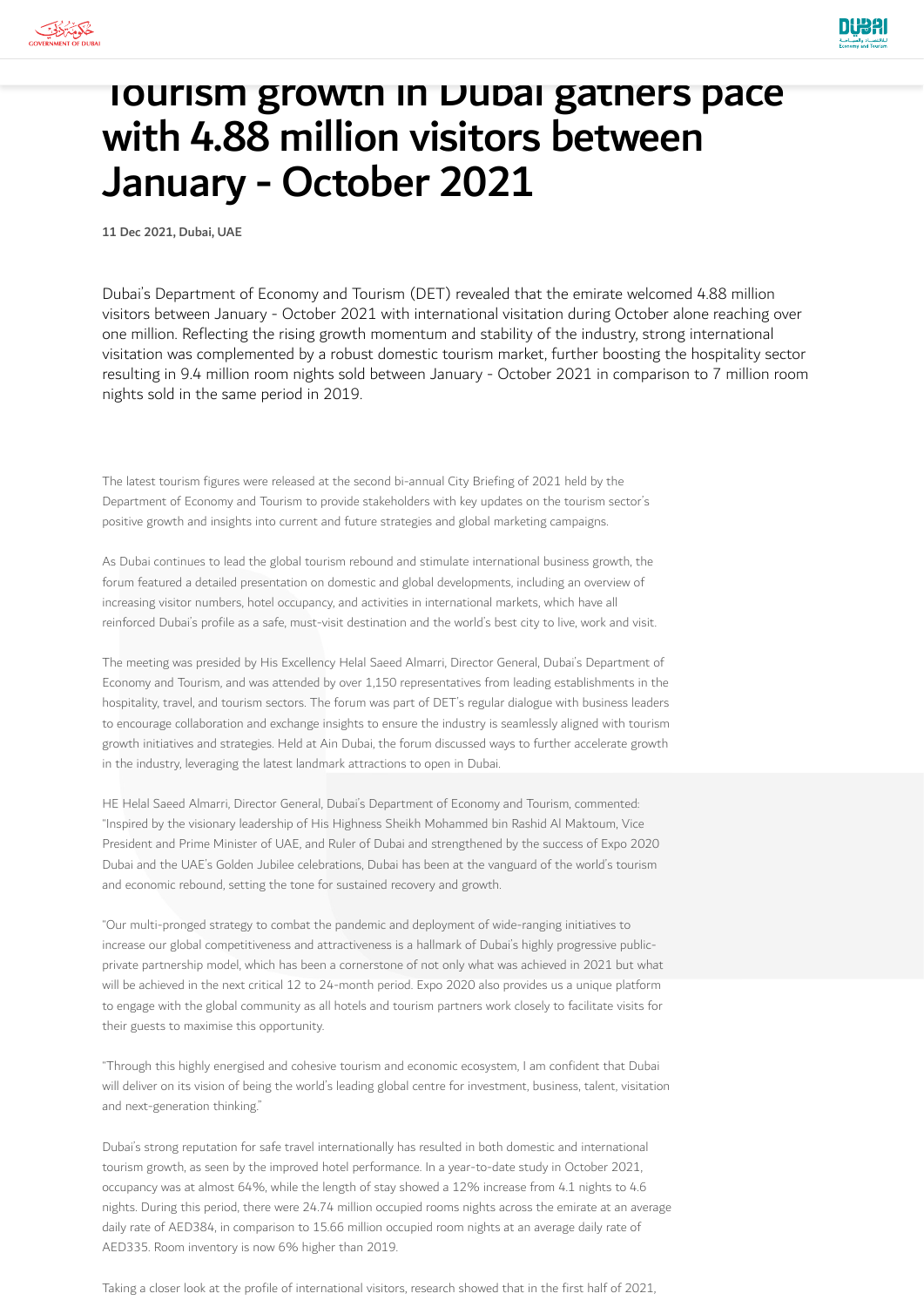# Tourism growth in Dubai gathers pace with 4.88 million visitors between January - October 2021

**11 Dec 2021, Dubai, UAE**

Dubai's Department of Economy and Tourism (DET) revealed that the emirate welcomed 4.88 million visitors between January - October 2021 with international visitation during October alone reaching over one million. Reflecting the rising growth momentum and stability of the industry, strong international visitation was complemented by a robust domestic tourism market, further boosting the hospitality sector resulting in 9.4 million room nights sold between January - October 2021 in comparison to 7 million room nights sold in the same period in 2019.

The latest tourism figures were released at the second bi-annual City Briefing of 2021 held by the Department of Economy and Tourism to provide stakeholders with key updates on the tourism sector's positive growth and insights into current and future strategies and global marketing campaigns.

As Dubai continues to lead the global tourism rebound and stimulate international business growth, the forum featured a detailed presentation on domestic and global developments, including an overview of increasing visitor numbers, hotel occupancy, and activities in international markets, which have all reinforced Dubai's profile as a safe, must-visit destination and the world's best city to live, work and visit.

The meeting was presided by His Excellency Helal Saeed Almarri, Director General, Dubai's Department of Economy and Tourism, and was attended by over 1,150 representatives from leading establishments in the hospitality, travel, and tourism sectors. The forum was part of DET's regular dialogue with business leaders to encourage collaboration and exchange insights to ensure the industry is seamlessly aligned with tourism growth initiatives and strategies. Held at Ain Dubai, the forum discussed ways to further accelerate growth in the industry, leveraging the latest landmark attractions to open in Dubai.

HE Helal Saeed Almarri, Director General, Dubai's Department of Economy and Tourism, commented: "Inspired by the visionary leadership of His Highness Sheikh Mohammed bin Rashid Al Maktoum, Vice President and Prime Minister of UAE, and Ruler of Dubai and strengthened by the success of Expo 2020 Dubai and the UAE's Golden Jubilee celebrations, Dubai has been at the vanguard of the world's tourism and economic rebound, setting the tone for sustained recovery and growth.

"Our multi-pronged strategy to combat the pandemic and deployment of wide-ranging initiatives to increase our global competitiveness and attractiveness is a hallmark of Dubai's highly progressive public-private partnership model, which has been a cornerstone of not only what was achieved in 2021 but what will be achieved in the next critical 12 to 24-month period. Expo 2020 also provides us a unique platform to engage with the global community as all hotels and tourism partners work closely to facilitate visits for their guests to maximise this opportunity.

"Through this highly energised and cohesive tourism and economic ecosystem, I am confident that Dubai will deliver on its vision of being the world's leading global centre for investment, business, talent, visitation and next-generation thinking."

Dubai's strong reputation for safe travel internationally has resulted in both domestic and international tourism growth, as seen by the improved hotel performance. In a year-to-date study in October 2021, occupancy was at almost 64%, while the length of stay showed a 12% increase from 4.1 nights to 4.6 nights. During this period, there were 24.74 million occupied rooms nights across the emirate at an average daily rate of AED384, in comparison to 15.66 million occupied room nights at an average daily rate of AED335. Room inventory is now 6% higher than 2019.

Taking a closer look at the profile of international visitors, research showed that in the first half of 2021,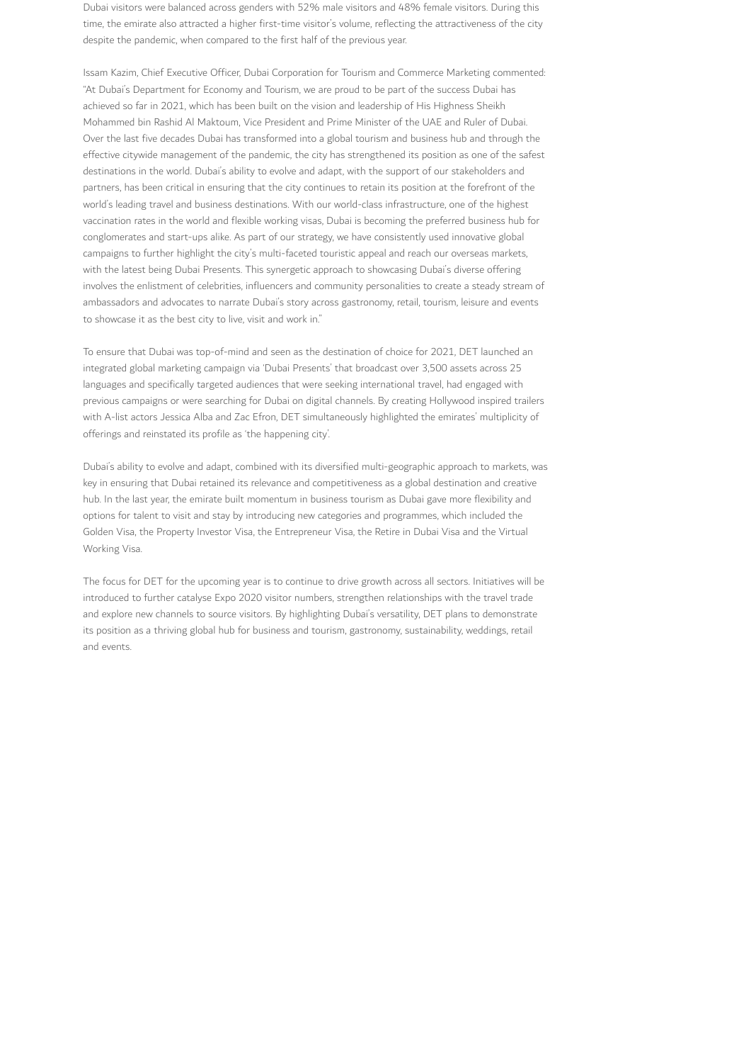Dubai visitors were balanced across genders with 52% male visitors and 48% female visitors. During this time, the emirate also attracted a higher first-time visitor's volume, reflecting the attractiveness of the city despite the pandemic, when compared to the first half of the previous year.

Issam Kazim, Chief Executive Officer, Dubai Corporation for Tourism and Commerce Marketing commented: "At Dubai's Department for Economy and Tourism, we are proud to be part of the success Dubai has achieved so far in 2021, which has been built on the vision and leadership of His Highness Sheikh Mohammed bin Rashid Al Maktoum, Vice President and Prime Minister of the UAE and Ruler of Dubai. Over the last five decades Dubai has transformed into a global tourism and business hub and through the effective citywide management of the pandemic, the city has strengthened its position as one of the safest destinations in the world. Dubai's ability to evolve and adapt, with the support of our stakeholders and partners, has been critical in ensuring that the city continues to retain its position at the forefront of the world's leading travel and business destinations. With our world-class infrastructure, one of the highest vaccination rates in the world and flexible working visas, Dubai is becoming the preferred business hub for conglomerates and start-ups alike. As part of our strategy, we have consistently used innovative global campaigns to further highlight the city's multi-faceted touristic appeal and reach our overseas markets, with the latest being Dubai Presents. This synergetic approach to showcasing Dubai's diverse offering involves the enlistment of celebrities, influencers and community personalities to create a steady stream of ambassadors and advocates to narrate Dubai's story across gastronomy, retail, tourism, leisure and events to showcase it as the best city to live, visit and work in."

To ensure that Dubai was top-of-mind and seen as the destination of choice for 2021, DET launched an integrated global marketing campaign via 'Dubai Presents' that broadcast over 3,500 assets across 25 languages and specifically targeted audiences that were seeking international travel, had engaged with previous campaigns or were searching for Dubai on digital channels. By creating Hollywood inspired trailers with A-list actors Jessica Alba and Zac Efron, DET simultaneously highlighted the emirates' multiplicity of offerings and reinstated its profile as 'the happening city'.

Dubai's ability to evolve and adapt, combined with its diversified multi-geographic approach to markets, was key in ensuring that Dubai retained its relevance and competitiveness as a global destination and creative hub. In the last year, the emirate built momentum in business tourism as Dubai gave more flexibility and options for talent to visit and stay by introducing new categories and programmes, which included the Golden Visa, the Property Investor Visa, the Entrepreneur Visa, the Retire in Dubai Visa and the Virtual Working Visa.

The focus for DET for the upcoming year is to continue to drive growth across all sectors. Initiatives will be introduced to further catalyse Expo 2020 visitor numbers, strengthen relationships with the travel trade and explore new channels to source visitors. By highlighting Dubai's versatility, DET plans to demonstrate its position as a thriving global hub for business and tourism, gastronomy, sustainability, weddings, retail and events.